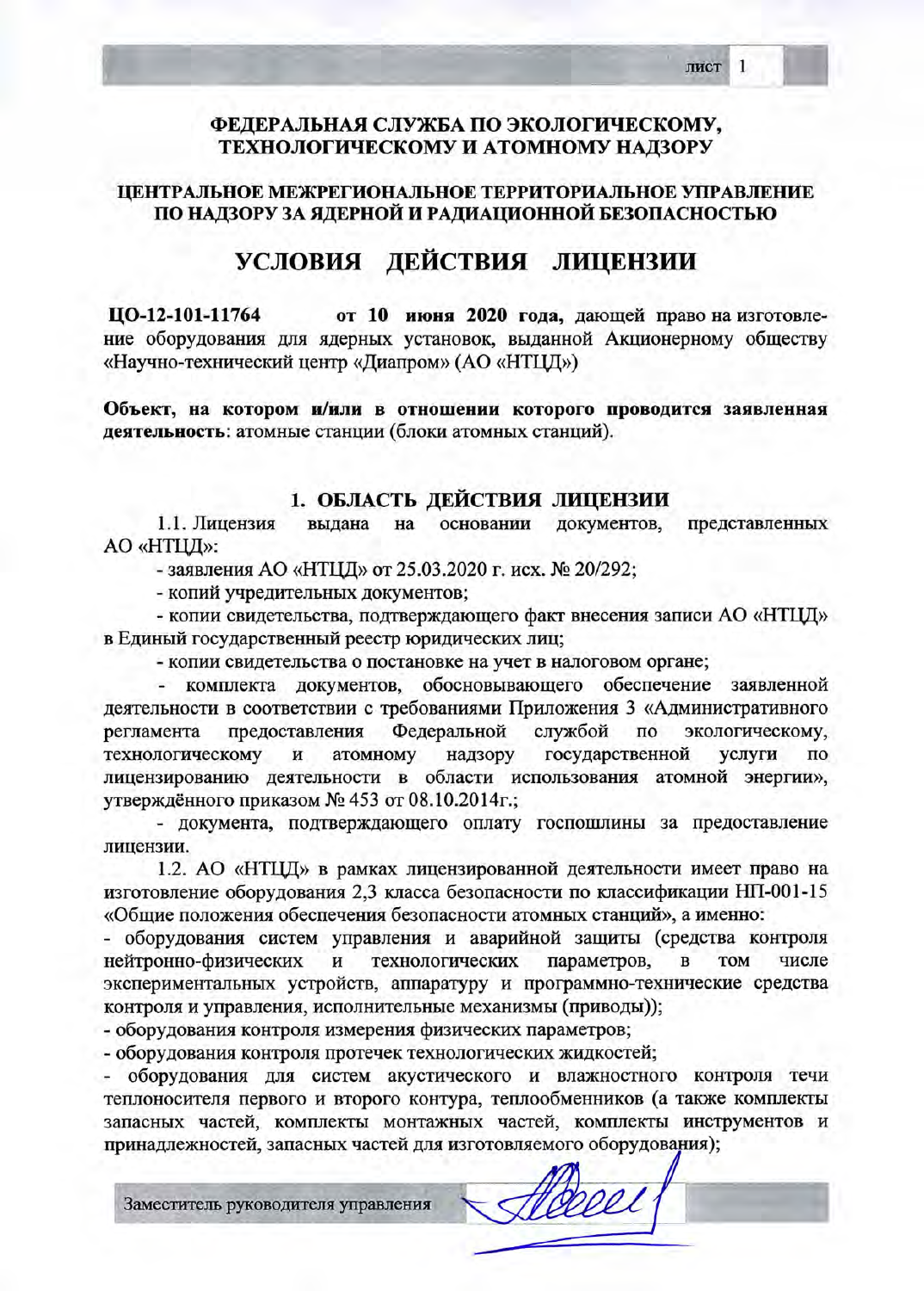**ФЕДЕРАЛЬНАЯ СЛУЖБА ПО ЭКОЛОГИЧЕСКОМУ, ТЕХНОЛОГИЧЕСКОМУ И АТОМНОМУ НАДЗОРУ**

**ЦЕНТРАЛЬНОЕ МЕЖРЕГИОНАЛЬНОЕ ТЕРРИТОРИАЛЬНОЕ УПРАВЛЕНИЕ ПО НАДЗОРУ ЗА ЯДЕРНОЙ И РАДИАЦИОННОЙ БЕЗОПАСНОСТЬЮ**

# УСЛОВИЯ ДЕЙСТВИЯ ЛИЦЕНЗИИ

**ЦО-12-101-11764** **от 10 июня 2020 года,** дающей право на изготовление оборудования для ядерных установок, выданной Акционерному обществу «Научно-технический центр «Диапром» (АО «НТЦД»)

**Объект, на котором и/или в отношении которого проводится заявленная деятельность**: атомные станции (блоки атомных станций).

## 1. ОБЛАСТЬ ДЕЙСТВИЯ ЛИЦЕНЗИИ

1.1. Лицензия выдана на основании документов, представленных АО «НТЦД»:

- заявления АО «НТЦД» от 25.03.2020 г. исх. № 20/292;
- копий учредительных документов;
- копии свидетельства, подтверждающего факт внесения записи АО «НТЦД» в Единый государственный реестр юридических лиц;
- копии свидетельства о постановке на учет в налоговом органе;
- комплекта документов, обосновывающего обеспечение заявленной деятельности в соответствии с требованиями Приложения 3 «Административного регламента предоставления Федеральной службой по экологическому, технологическому и атомному надзору государственной услуги по лицензированию деятельности в области использования атомной энергии», утверждённого приказом № 453 от 08.10.2014г.;
- документа, подтверждающего оплату госпошлины за предоставление лицензии.

1.2. АО «НТЦД» в рамках лицензированной деятельности имеет право на изготовление оборудования 2,3 класса безопасности по классификации НП-001-15 «Общие положения обеспечения безопасности атомных станций», а именно:

- оборудования систем управления и аварийной защиты (средства контроля нейтронно-физических и технологических параметров, в том числе экспериментальных устройств, аппаратуру и программно-технические средства контроля и управления, исполнительные механизмы (приводы));
- оборудования контроля измерения физических параметров;
- оборудования контроля протечек технологических жидкостей;
- оборудования для систем акустического и влажностного контроля течи теплоносителя первого и второго контура, теплообменников (а также комплекты запасных частей, комплекты монтажных частей, комплекты инструментов и принадлежностей, запасных частей для изготовляемого оборудования);

Заместитель руководителя управления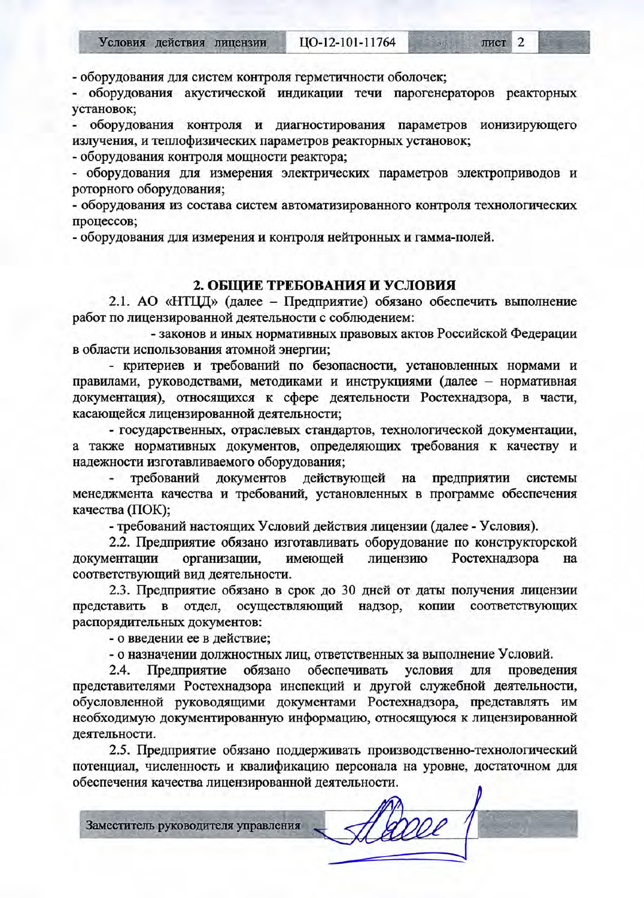- оборудования для систем контроля герметичности оболочек;

- оборудования акустической индикации течи парогенераторов реакторных установок;

- оборудования контроля и диагностирования параметров ионизирующего излучения, и теплофизических параметров реакторных установок;

- оборудования контроля мощности реактора;

- оборудования для измерения электрических параметров электроприводов и роторного оборудования;

- оборудования из состава систем автоматизированного контроля технологических процессов;

- оборудования для измерения и контроля нейтронных и гамма-полей.

## 2. ОБЩИЕ ТРЕБОВАНИЯ И УСЛОВИЯ

2.1. АО «НТЦД» (далее – Предприятие) обязано обеспечить выполнение работ по лицензированной деятельности с соблюдением:

- законов и иных нормативных правовых актов Российской Федерации в области использования атомной энергии;

- критериев и требований по безопасности, установленных нормами и правилами, руководствами, методиками и инструкциями (далее – нормативная документация), относящихся к сфере деятельности Ростехнадзора, в части, касающейся лицензированной деятельности;

- государственных, отраслевых стандартов, технологической документации, а также нормативных документов, определяющих требования к качеству и надежности изготавливаемого оборудования;

- требований документов действующей на предприятии системы менеджмента качества и требований, установленных в программе обеспечения качества (ПОК);

- требований настоящих Условий действия лицензии (далее - Условия).

2.2. Предприятие обязано изготавливать оборудование по конструкторской документации организации, имеющей лицензию Ростехнадзора на соответствующий вид деятельности.

2.3. Предприятие обязано в срок до 30 дней от даты получения лицензии представить в отдел, осуществляющий надзор, копии соответствующих распорядительных документов:

- о введении ее в действие;

- о назначении должностных лиц, ответственных за выполнение Условий.

2.4. Предприятие обязано обеспечивать условия для проведения представителями Ростехнадзора инспекций и другой служебной деятельности, обусловленной руководящими документами Ростехнадзора, представлять им необходимую документированную информацию, относящуюся к лицензированной деятельности.

2.5. Предприятие обязано поддерживать производственно-технологический потенциал, численность и квалификацию персонала на уровне, достаточном для обеспечения качества лицензированной деятельности.

Заместитель руководителя управления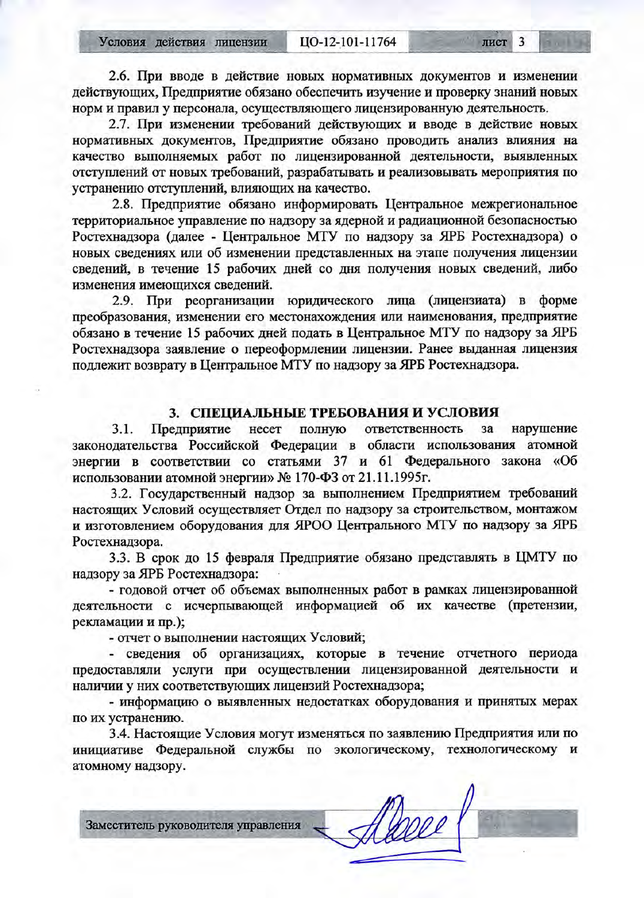2.6. При вводе в действие новых нормативных документов и изменении действующих, Предприятие обязано обеспечить изучение и проверку знаний новых норм и правил у персонала, осуществляющего лицензированную деятельность.

2.7. При изменении требований действующих и вводе в действие новых нормативных документов, Предприятие обязано проводить анализ влияния на качество выполняемых работ по лицензированной деятельности, выявленных отступлений от новых требований, разрабатывать и реализовывать мероприятия по устранению отступлений, влияющих на качество.

2.8. Предприятие обязано информировать Центральное межрегиональное территориальное управление по надзору за ядерной и радиационной безопасностью Ростехнадзора (далее - Центральное МТУ по надзору за ЯРБ Ростехнадзора) о новых сведениях или об изменении представленных на этапе получения лицензии сведений, в течение 15 рабочих дней со дня получения новых сведений, либо изменения имеющихся сведений.

2.9. При реорганизации юридического лица (лицензиата) в форме преобразования, изменении его местонахождения или наименования, предприятие обязано в течение 15 рабочих дней подать в Центральное МТУ по надзору за ЯРБ Ростехнадзора заявление о переоформлении лицензии. Ранее выданная лицензия подлежит возврату в Центральное МТУ по надзору за ЯРБ Ростехнадзора.

## 3. СПЕЦИАЛЬНЫЕ ТРЕБОВАНИЯ И УСЛОВИЯ

3.1. Предприятие несет полную ответственность за нарушение законодательства Российской Федерации в области использования атомной энергии в соответствии со статьями 37 и 61 Федерального закона «Об использовании атомной энергии» № 170-ФЗ от 21.11.1995г.

3.2. Государственный надзор за выполнением Предприятием требований настоящих Условий осуществляет Отдел по надзору за строительством, монтажом и изготовлением оборудования для ЯРОО Центрального МТУ по надзору за ЯРБ Ростехнадзора.

3.3. В срок до 15 февраля Предприятие обязано представлять в ЦМТУ по надзору за ЯРБ Ростехнадзора:

- годовой отчет об объемах выполненных работ в рамках лицензированной деятельности с исчерпывающей информацией об их качестве (претензии, рекламации и пр.);
- отчет о выполнении настоящих Условий;
- сведения об организациях, которые в течение отчетного периода предоставляли услуги при осуществлении лицензированной деятельности и наличии у них соответствующих лицензий Ростехнадзора;
- информацию о выявленных недостатках оборудования и принятых мерах по их устранению.

3.4. Настоящие Условия могут изменяться по заявлению Предприятия или по инициативе Федеральной службы по экологическому, технологическому и атомному надзору.

Заместитель руководителя управления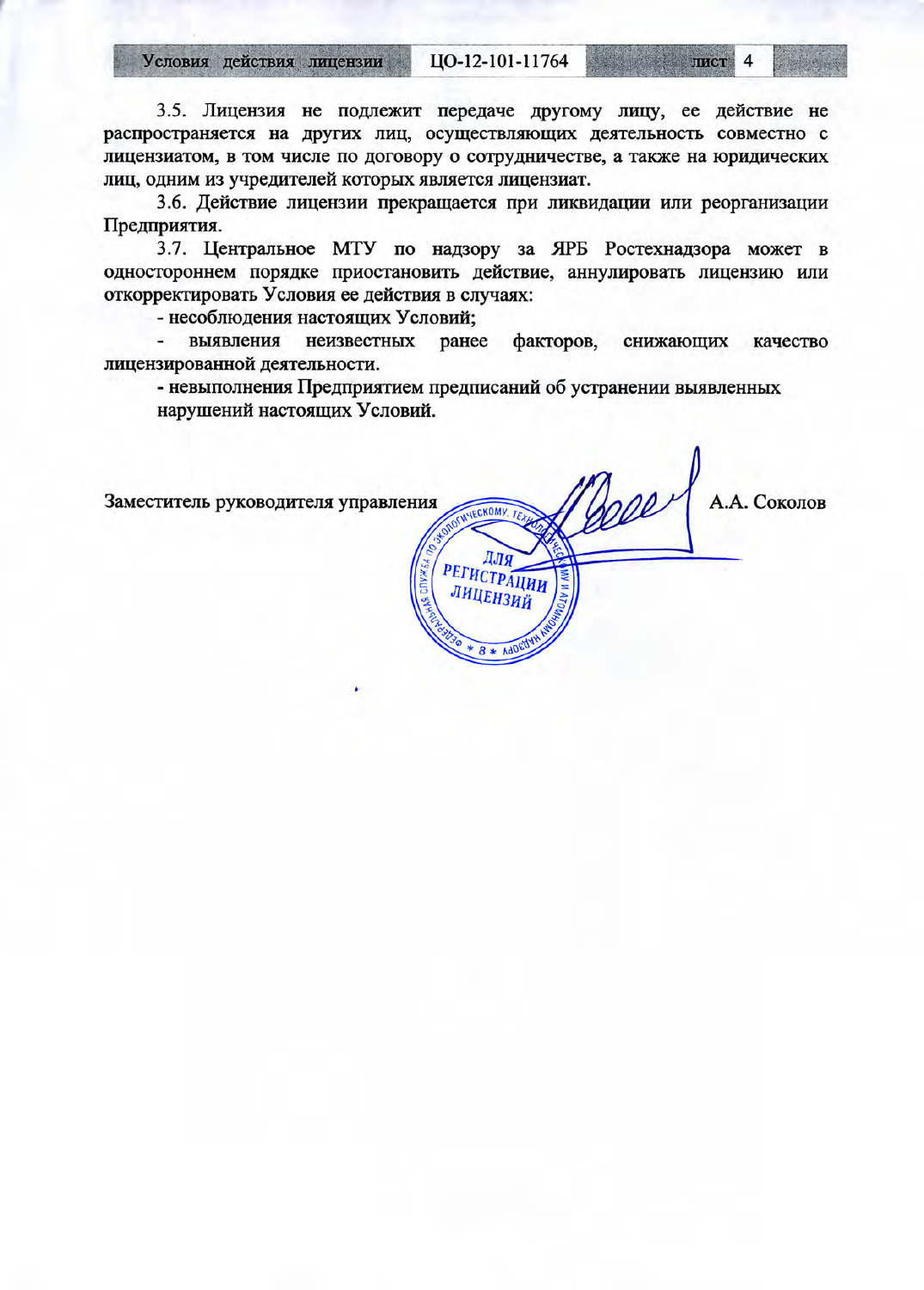3.5. Лицензия не подлежит передаче другому лицу, ее действие не распространяется на других лиц, осуществляющих деятельность совместно с лицензиатом, в том числе по договору о сотрудничестве, а также на юридических лиц, одним из учредителей которых является лицензиат.

3.6. Действие лицензии прекращается при ликвидации или реорганизации Предприятия.

3.7. Центральное МТУ по надзору за ЯРБ Ростехнадзора может в одностороннем порядке приостановить действие, аннулировать лицензию или откорректировать Условия ее действия в случаях:

- несоблюдения настоящих Условий;
- выявления неизвестных ранее факторов, снижающих качество лицензированной деятельности.
- невыполнения Предприятием предписаний об устранении выявленных нарушений настоящих Условий.

Заместитель руководителя управления А.А. Соколов

ФЕДЕРАЛЬНАЯ СЛУЖБА ПО ЭКОЛОГИЧЕСКОМУ, ТЕХНОЛОГИЧЕСКОМУ И АТОМНОМУ НАДЗОРУ * 8 *
ДЛЯ РЕГИСТРАЦИИ ЛИЦЕНЗИЙ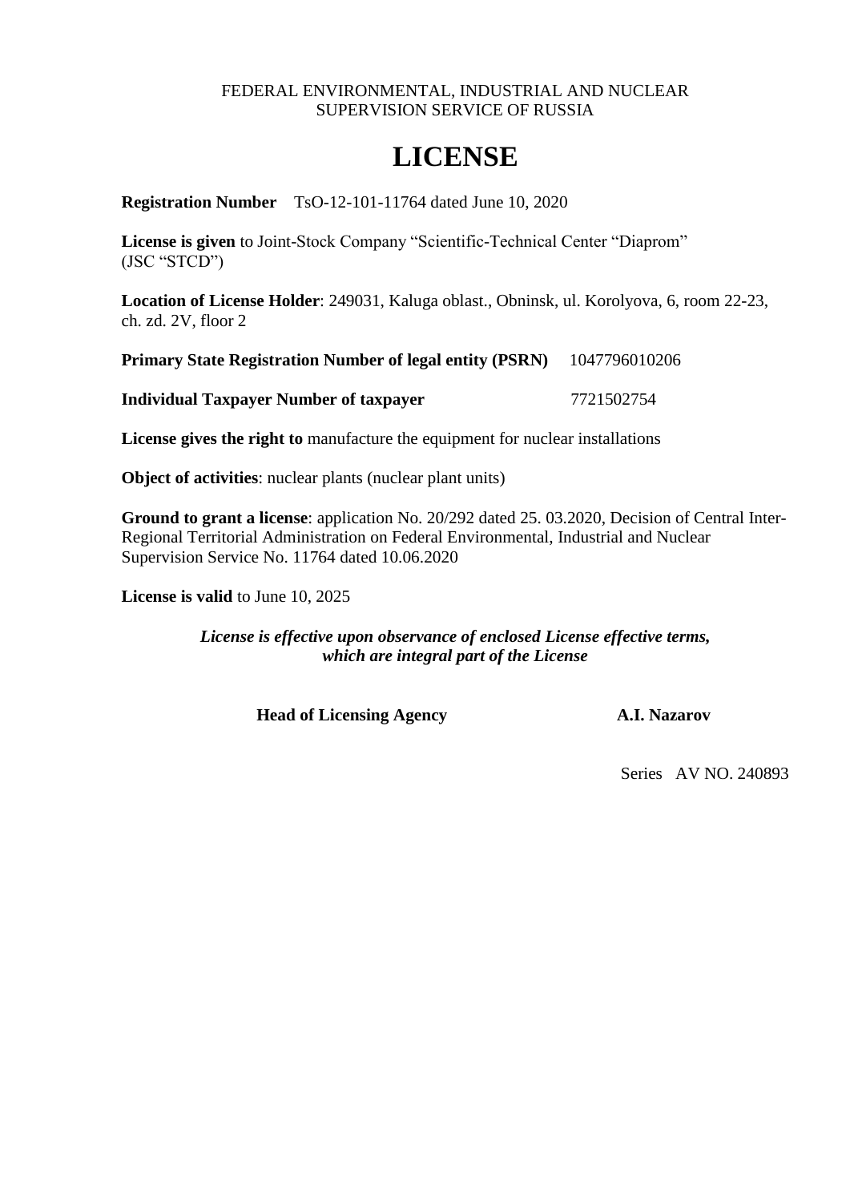FEDERAL ENVIRONMENTAL, INDUSTRIAL AND NUCLEAR
SUPERVISION SERVICE OF RUSSIA

# LICENSE

**Registration Number** TsO-12-101-11764 dated June 10, 2020

**License is given** to Joint-Stock Company "Scientific-Technical Center "Diaprom" (JSC "STCD")

**Location of License Holder**: 249031, Kaluga oblast., Obninsk, ul. Korolyova, 6, room 22-23, ch. zd. 2V, floor 2

**Primary State Registration Number of legal entity (PSRN)** 1047796010206

**Individual Taxpayer Number of taxpayer** 7721502754

**License gives the right to** manufacture the equipment for nuclear installations

**Object of activities**: nuclear plants (nuclear plant units)

**Ground to grant a license**: application No. 20/292 dated 25. 03.2020, Decision of Central Inter-Regional Territorial Administration on Federal Environmental, Industrial and Nuclear Supervision Service No. 11764 dated 10.06.2020

**License is valid** to June 10, 2025

***License is effective upon observance of enclosed License effective terms, which are integral part of the License***

**Head of Licensing Agency** **A.I. Nazarov**

Series AV NO. 240893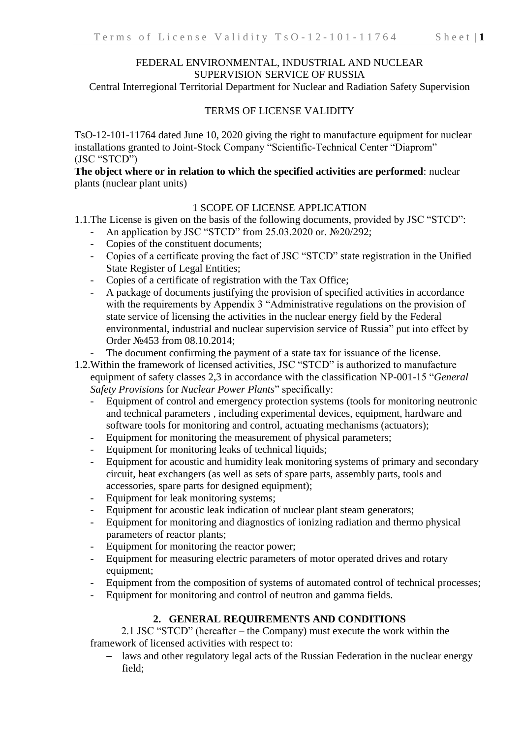FEDERAL ENVIRONMENTAL, INDUSTRIAL AND NUCLEAR SUPERVISION SERVICE OF RUSSIA

Central Interregional Territorial Department for Nuclear and Radiation Safety Supervision

TERMS OF LICENSE VALIDITY

TsO-12-101-11764 dated June 10, 2020 giving the right to manufacture equipment for nuclear installations granted to Joint-Stock Company "Scientific-Technical Center "Diaprom" (JSC "STCD")

**The object where or in relation to which the specified activities are performed**: nuclear plants (nuclear plant units)

1 SCOPE OF LICENSE APPLICATION

1.1. The License is given on the basis of the following documents, provided by JSC "STCD":

- An application by JSC "STCD" from 25.03.2020 or. №20/292;
- Copies of the constituent documents;
- Copies of a certificate proving the fact of JSC "STCD" state registration in the Unified State Register of Legal Entities;
- Copies of a certificate of registration with the Tax Office;
- A package of documents justifying the provision of specified activities in accordance with the requirements by Appendix 3 "Administrative regulations on the provision of state service of licensing the activities in the nuclear energy field by the Federal environmental, industrial and nuclear supervision service of Russia" put into effect by Order №453 from 08.10.2014;
- The document confirming the payment of a state tax for issuance of the license.

1.2. Within the framework of licensed activities, JSC "STCD" is authorized to manufacture equipment of safety classes 2,3 in accordance with the classification NP-001-15 "*General Safety Provisions* for *Nuclear Power Plants*" specifically:

- Equipment of control and emergency protection systems (tools for monitoring neutronic and technical parameters , including experimental devices, equipment, hardware and software tools for monitoring and control, actuating mechanisms (actuators);
- Equipment for monitoring the measurement of physical parameters;
- Equipment for monitoring leaks of technical liquids;
- Equipment for acoustic and humidity leak monitoring systems of primary and secondary circuit, heat exchangers (as well as sets of spare parts, assembly parts, tools and accessories, spare parts for designed equipment);
- Equipment for leak monitoring systems;
- Equipment for acoustic leak indication of nuclear plant steam generators;
- Equipment for monitoring and diagnostics of ionizing radiation and thermo physical parameters of reactor plants;
- Equipment for monitoring the reactor power;
- Equipment for measuring electric parameters of motor operated drives and rotary equipment;
- Equipment from the composition of systems of automated control of technical processes;
- Equipment for monitoring and control of neutron and gamma fields.

## 2. GENERAL REQUIREMENTS AND CONDITIONS

2.1 JSC "STCD" (hereafter – the Company) must execute the work within the framework of licensed activities with respect to:

- laws and other regulatory legal acts of the Russian Federation in the nuclear energy field;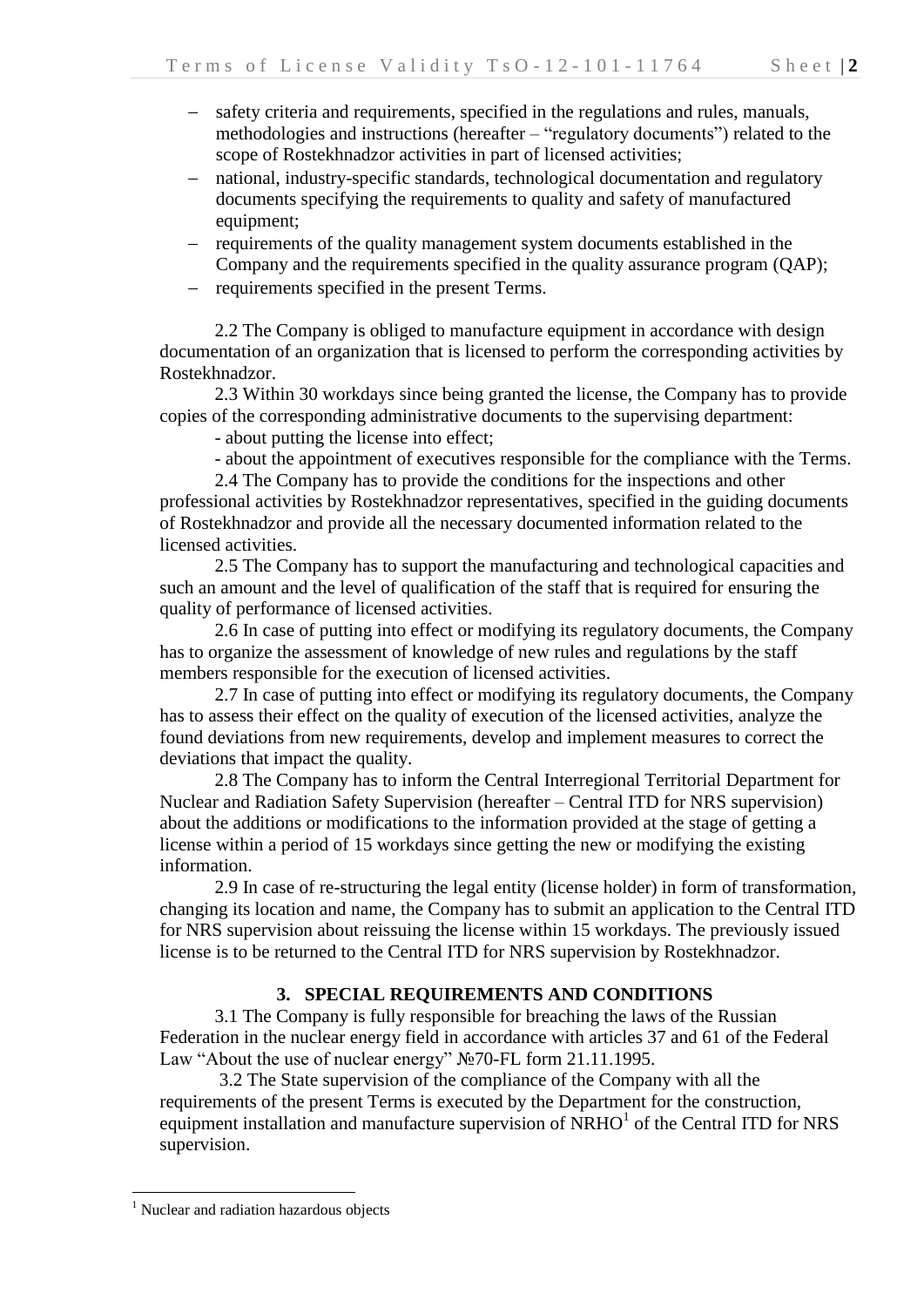- safety criteria and requirements, specified in the regulations and rules, manuals, methodologies and instructions (hereafter – "regulatory documents") related to the scope of Rostekhnadzor activities in part of licensed activities;
- national, industry-specific standards, technological documentation and regulatory documents specifying the requirements to quality and safety of manufactured equipment;
- requirements of the quality management system documents established in the Company and the requirements specified in the quality assurance program (QAP);
- requirements specified in the present Terms.

2.2 The Company is obliged to manufacture equipment in accordance with design documentation of an organization that is licensed to perform the corresponding activities by Rostekhnadzor.

2.3 Within 30 workdays since being granted the license, the Company has to provide copies of the corresponding administrative documents to the supervising department:

- about putting the license into effect;

- about the appointment of executives responsible for the compliance with the Terms.

2.4 The Company has to provide the conditions for the inspections and other professional activities by Rostekhnadzor representatives, specified in the guiding documents of Rostekhnadzor and provide all the necessary documented information related to the licensed activities.

2.5 The Company has to support the manufacturing and technological capacities and such an amount and the level of qualification of the staff that is required for ensuring the quality of performance of licensed activities.

2.6 In case of putting into effect or modifying its regulatory documents, the Company has to organize the assessment of knowledge of new rules and regulations by the staff members responsible for the execution of licensed activities.

2.7 In case of putting into effect or modifying its regulatory documents, the Company has to assess their effect on the quality of execution of the licensed activities, analyze the found deviations from new requirements, develop and implement measures to correct the deviations that impact the quality.

2.8 The Company has to inform the Central Interregional Territorial Department for Nuclear and Radiation Safety Supervision (hereafter – Central ITD for NRS supervision) about the additions or modifications to the information provided at the stage of getting a license within a period of 15 workdays since getting the new or modifying the existing information.

2.9 In case of re-structuring the legal entity (license holder) in form of transformation, changing its location and name, the Company has to submit an application to the Central ITD for NRS supervision about reissuing the license within 15 workdays. The previously issued license is to be returned to the Central ITD for NRS supervision by Rostekhnadzor.

## 3. SPECIAL REQUIREMENTS AND CONDITIONS

3.1 The Company is fully responsible for breaching the laws of the Russian Federation in the nuclear energy field in accordance with articles 37 and 61 of the Federal Law "About the use of nuclear energy" №70-FL form 21.11.1995.

3.2 The State supervision of the compliance of the Company with all the requirements of the present Terms is executed by the Department for the construction, equipment installation and manufacture supervision of NRHO[1] of the Central ITD for NRS supervision.

---

[1] Nuclear and radiation hazardous objects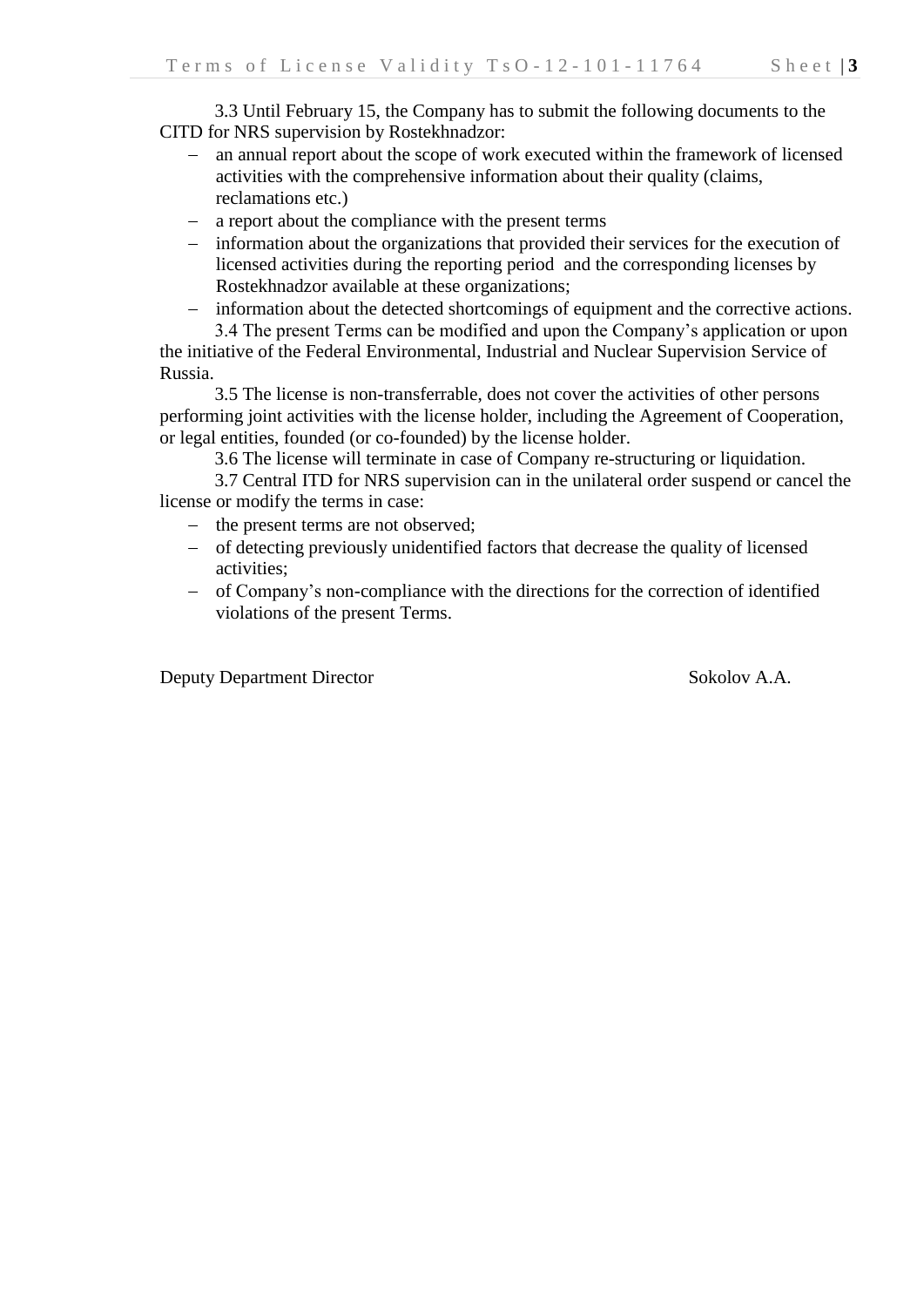3.3 Until February 15, the Company has to submit the following documents to the CITD for NRS supervision by Rostekhnadzor:

- an annual report about the scope of work executed within the framework of licensed activities with the comprehensive information about their quality (claims, reclamations etc.)
- a report about the compliance with the present terms
- information about the organizations that provided their services for the execution of licensed activities during the reporting period and the corresponding licenses by Rostekhnadzor available at these organizations;
- information about the detected shortcomings of equipment and the corrective actions.

3.4 The present Terms can be modified and upon the Company's application or upon the initiative of the Federal Environmental, Industrial and Nuclear Supervision Service of Russia.

3.5 The license is non-transferrable, does not cover the activities of other persons performing joint activities with the license holder, including the Agreement of Cooperation, or legal entities, founded (or co-founded) by the license holder.

3.6 The license will terminate in case of Company re-structuring or liquidation.

3.7 Central ITD for NRS supervision can in the unilateral order suspend or cancel the license or modify the terms in case:

- the present terms are not observed;
- of detecting previously unidentified factors that decrease the quality of licensed activities;
- of Company's non-compliance with the directions for the correction of identified violations of the present Terms.

Deputy Department Director Sokolov A.A.